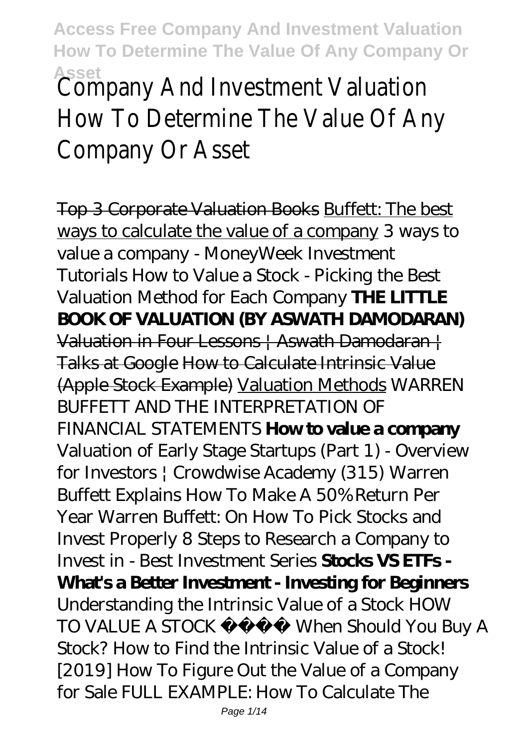# Company And Investment Valuation How To Determine The Value Of Any Company Or Asset

Top 3 Corporate Valuation Books Buffett: The best ways to calculate the value of a company *3 ways to value a company - MoneyWeek Investment Tutorials How to Value a Stock - Picking the Best Valuation Method for Each Company* **THE LITTLE BOOK OF VALUATION (BY ASWATH DAMODARAN)** Valuation in Four Lessons | Aswath Damodaran | Talks at Google How to Calculate Intrinsic Value (Apple Stock Example) Valuation Methods *WARREN BUFFETT AND THE INTERPRETATION OF FINANCIAL STATEMENTS* **How to value a company** *Valuation of Early Stage Startups (Part 1) - Overview for Investors | Crowdwise Academy (315) Warren Buffett Explains How To Make A 50% Return Per Year Warren Buffett: On How To Pick Stocks and Invest Properly 8 Steps to Research a Company to Invest in - Best Investment Series* **Stocks VS ETFs - What's a Better Investment - Investing for Beginners** *Understanding the Intrinsic Value of a Stock HOW TO VALUE A STOCK When Should You Buy A Stock? How to Find the Intrinsic Value of a Stock! [2019] How To Figure Out the Value of a Company for Sale FULL EXAMPLE: How To Calculate The*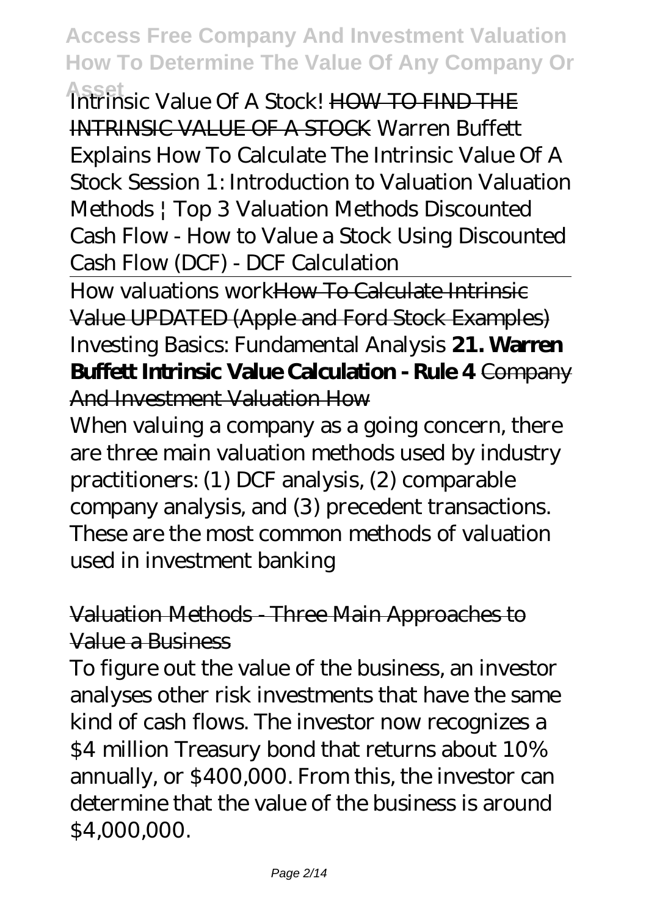*Intrinsic Value Of A Stock!* HOW TO FIND THE INTRINSIC VALUE OF A STOCK *Warren Buffett Explains How To Calculate The Intrinsic Value Of A Stock Session 1: Introduction to Valuation Valuation Methods | Top 3 Valuation Methods Discounted Cash Flow - How to Value a Stock Using Discounted Cash Flow (DCF) - DCF Calculation*

How valuations work How To Calculate Intrinsic Value UPDATED (Apple and Ford Stock Examples) *Investing Basics: Fundamental Analysis* **21. Warren Buffett Intrinsic Value Calculation - Rule 4** Company And Investment Valuation How

When valuing a company as a going concern, there are three main valuation methods used by industry practitioners: (1) DCF analysis, (2) comparable company analysis, and (3) precedent transactions. These are the most common methods of valuation used in investment banking

Valuation Methods - Three Main Approaches to Value a Business

To figure out the value of the business, an investor analyses other risk investments that have the same kind of cash flows. The investor now recognizes a $4 million Treasury bond that returns about 10% annually, or $400,000. From this, the investor can determine that the value of the business is around $4,000,000.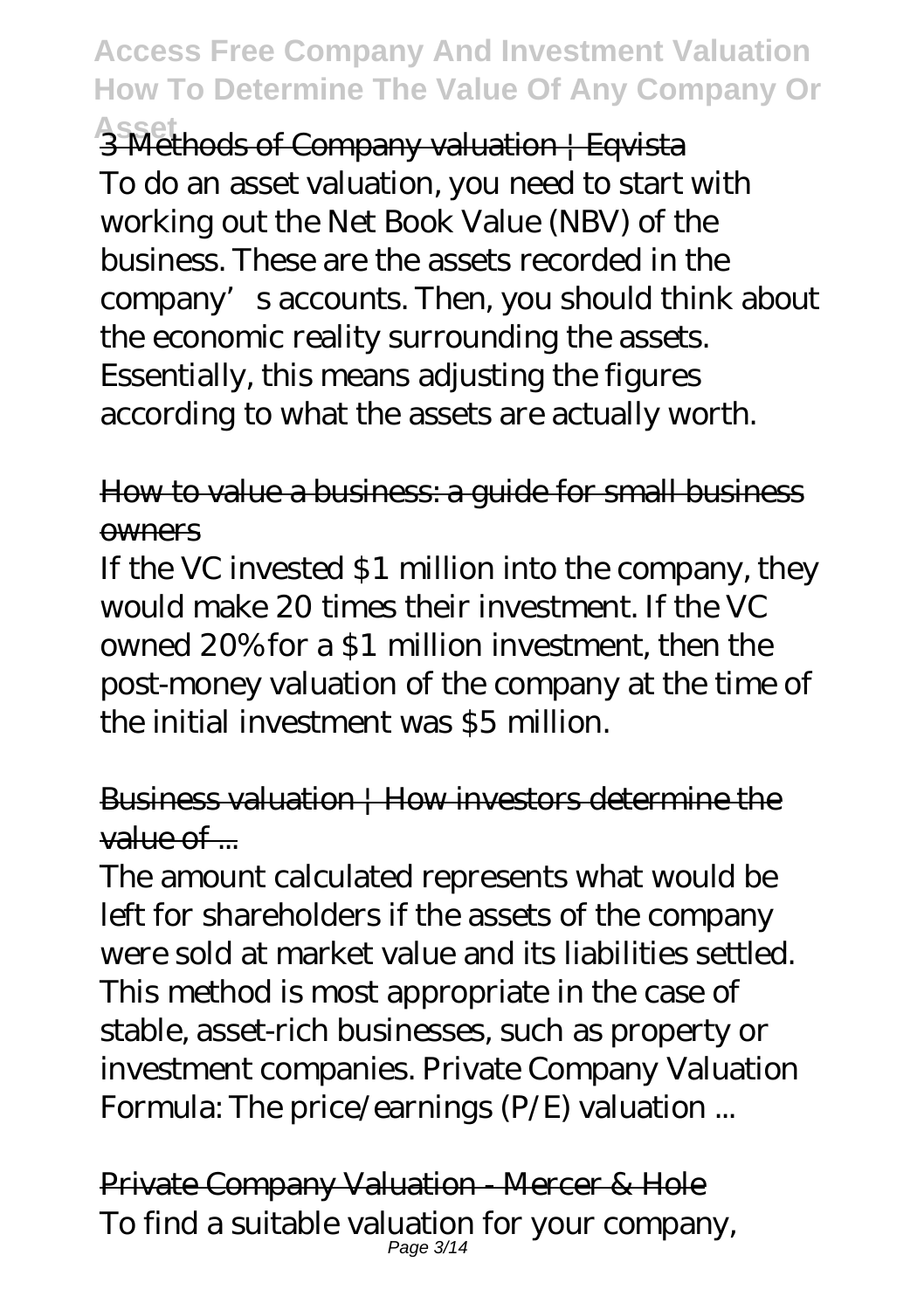3 Methods of Company valuation | Eqvista

To do an asset valuation, you need to start with working out the Net Book Value (NBV) of the business. These are the assets recorded in the company's accounts. Then, you should think about the economic reality surrounding the assets. Essentially, this means adjusting the figures according to what the assets are actually worth.

How to value a business: a guide for small business owners

If the VC invested $1 million into the company, they would make 20 times their investment. If the VC owned 20% for a $1 million investment, then the post-money valuation of the company at the time of the initial investment was $5 million.

Business valuation | How investors determine the value of ...

The amount calculated represents what would be left for shareholders if the assets of the company were sold at market value and its liabilities settled. This method is most appropriate in the case of stable, asset-rich businesses, such as property or investment companies. Private Company Valuation Formula: The price/earnings (P/E) valuation ...

Private Company Valuation - Mercer & Hole

To find a suitable valuation for your company,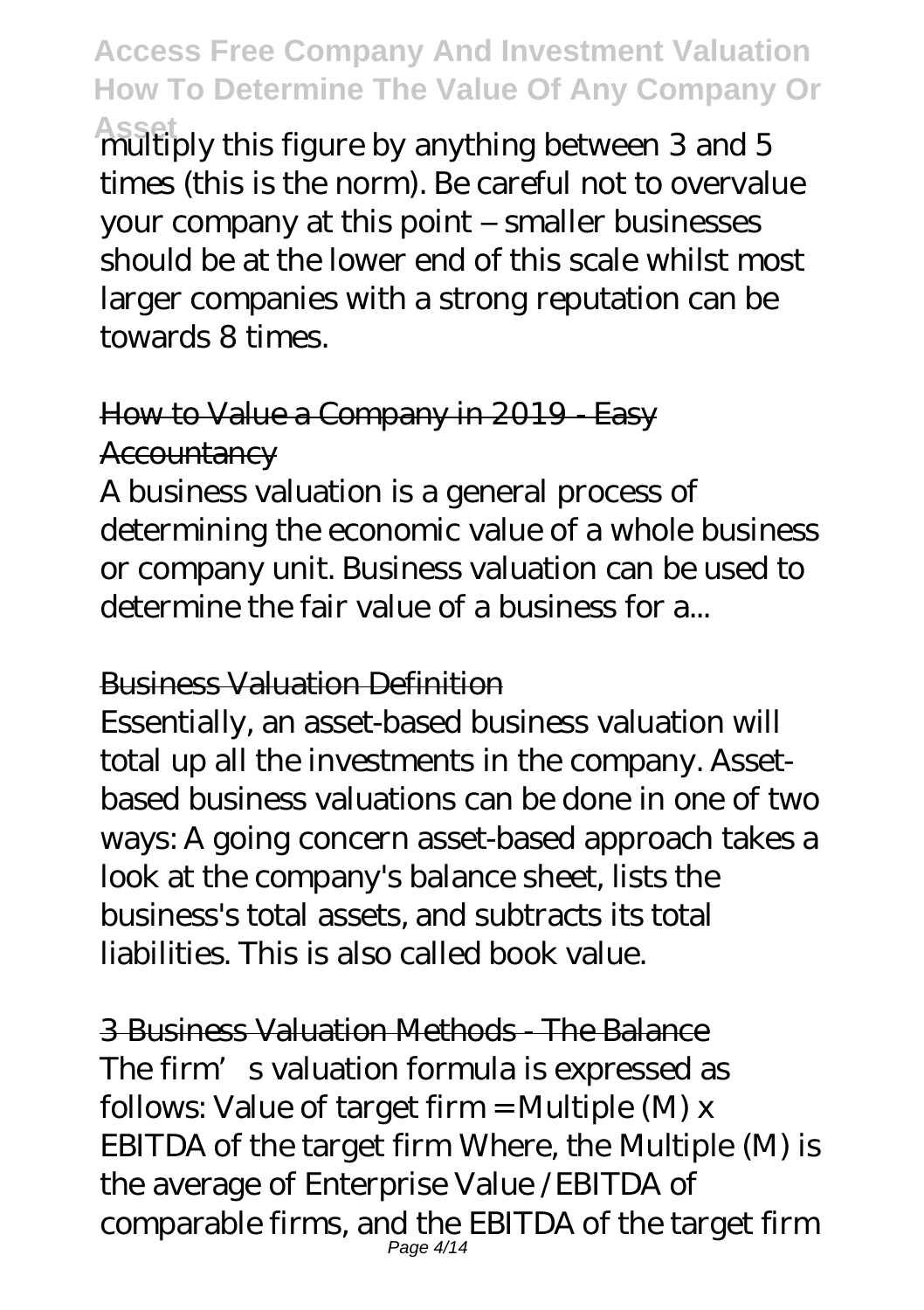multiply this figure by anything between 3 and 5 times (this is the norm). Be careful not to overvalue your company at this point – smaller businesses should be at the lower end of this scale whilst most larger companies with a strong reputation can be towards 8 times.

## How to Value a Company in 2019 - Easy Accountancy

A business valuation is a general process of determining the economic value of a whole business or company unit. Business valuation can be used to determine the fair value of a business for a...

## Business Valuation Definition

Essentially, an asset-based business valuation will total up all the investments in the company. Asset-based business valuations can be done in one of two ways: A going concern asset-based approach takes a look at the company's balance sheet, lists the business's total assets, and subtracts its total liabilities. This is also called book value.

## 3 Business Valuation Methods - The Balance

The firm's valuation formula is expressed as follows: Value of target firm = Multiple (M) x EBITDA of the target firm Where, the Multiple (M) is the average of Enterprise Value /EBITDA of comparable firms, and the EBITDA of the target firm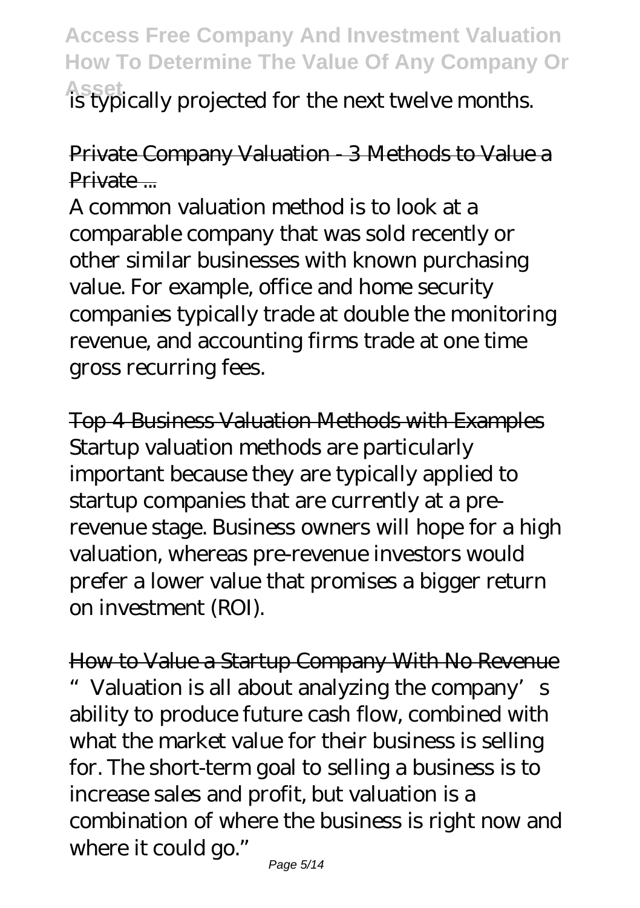is typically projected for the next twelve months.

Private Company Valuation - 3 Methods to Value a Private ...

A common valuation method is to look at a comparable company that was sold recently or other similar businesses with known purchasing value. For example, office and home security companies typically trade at double the monitoring revenue, and accounting firms trade at one time gross recurring fees.

Top 4 Business Valuation Methods with Examples

Startup valuation methods are particularly important because they are typically applied to startup companies that are currently at a pre-revenue stage. Business owners will hope for a high valuation, whereas pre-revenue investors would prefer a lower value that promises a bigger return on investment (ROI).

How to Value a Startup Company With No Revenue

"Valuation is all about analyzing the company's ability to produce future cash flow, combined with what the market value for their business is selling for. The short-term goal to selling a business is to increase sales and profit, but valuation is a combination of where the business is right now and where it could go."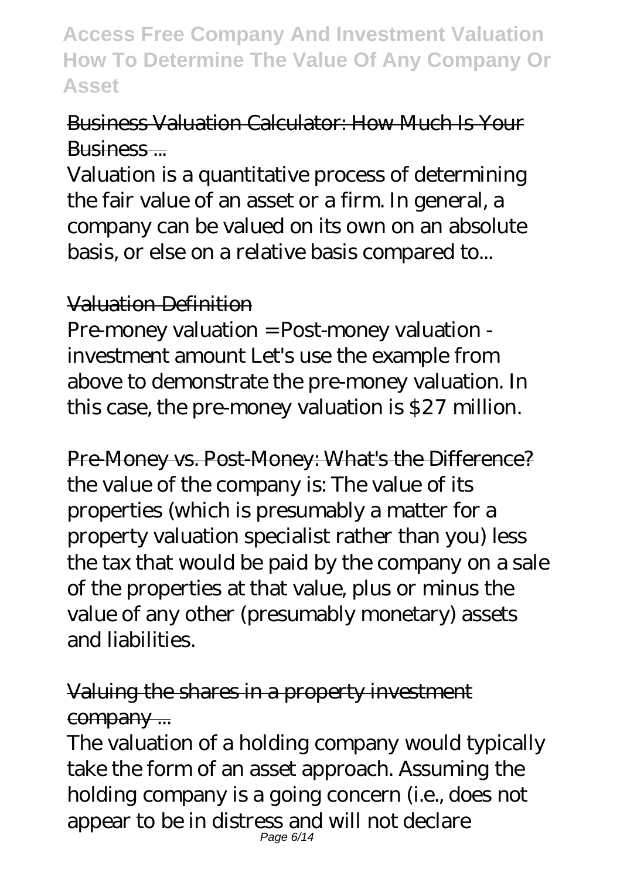Business Valuation Calculator: How Much Is Your Business ...

Valuation is a quantitative process of determining the fair value of an asset or a firm. In general, a company can be valued on its own on an absolute basis, or else on a relative basis compared to...

Valuation Definition

Pre-money valuation = Post-money valuation - investment amount Let's use the example from above to demonstrate the pre-money valuation. In this case, the pre-money valuation is $27 million.

Pre-Money vs. Post-Money: What's the Difference?

the value of the company is: The value of its properties (which is presumably a matter for a property valuation specialist rather than you) less the tax that would be paid by the company on a sale of the properties at that value, plus or minus the value of any other (presumably monetary) assets and liabilities.

Valuing the shares in a property investment company ...

The valuation of a holding company would typically take the form of an asset approach. Assuming the holding company is a going concern (i.e., does not appear to be in distress and will not declare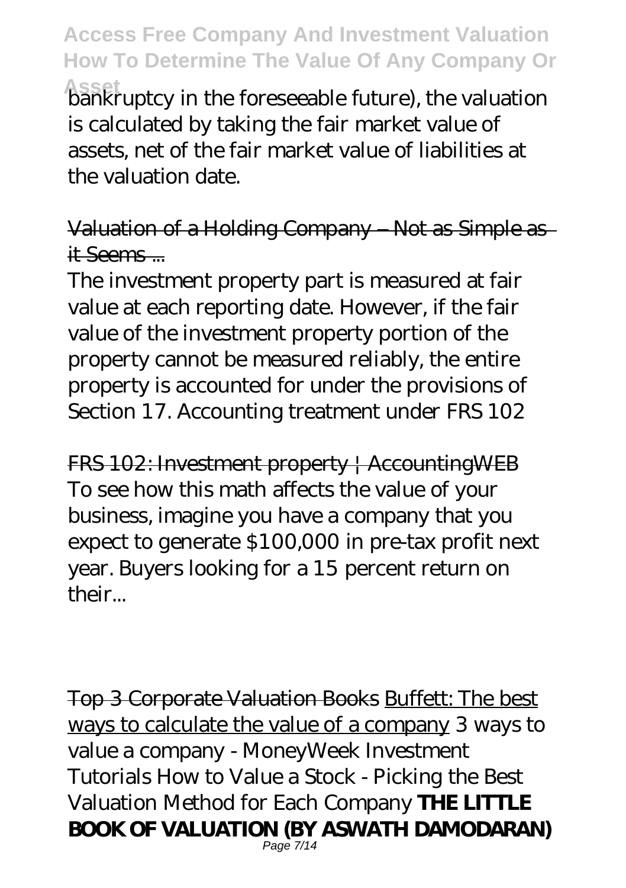bankruptcy in the foreseeable future), the valuation is calculated by taking the fair market value of assets, net of the fair market value of liabilities at the valuation date.

~~Valuation of a Holding Company – Not as Simple as it Seems ...~~

The investment property part is measured at fair value at each reporting date. However, if the fair value of the investment property portion of the property cannot be measured reliably, the entire property is accounted for under the provisions of Section 17. Accounting treatment under FRS 102

~~FRS 102: Investment property | AccountingWEB~~

To see how this math affects the value of your business, imagine you have a company that you expect to generate $100,000 in pre-tax profit next year. Buyers looking for a 15 percent return on their...

~~Top 3 Corporate Valuation Books~~ Buffett: The best ways to calculate the value of a company *3 ways to value a company - MoneyWeek Investment Tutorials* *How to Value a Stock - Picking the Best Valuation Method for Each Company* **THE LITTLE BOOK OF VALUATION (BY ASWATH DAMODARAN)**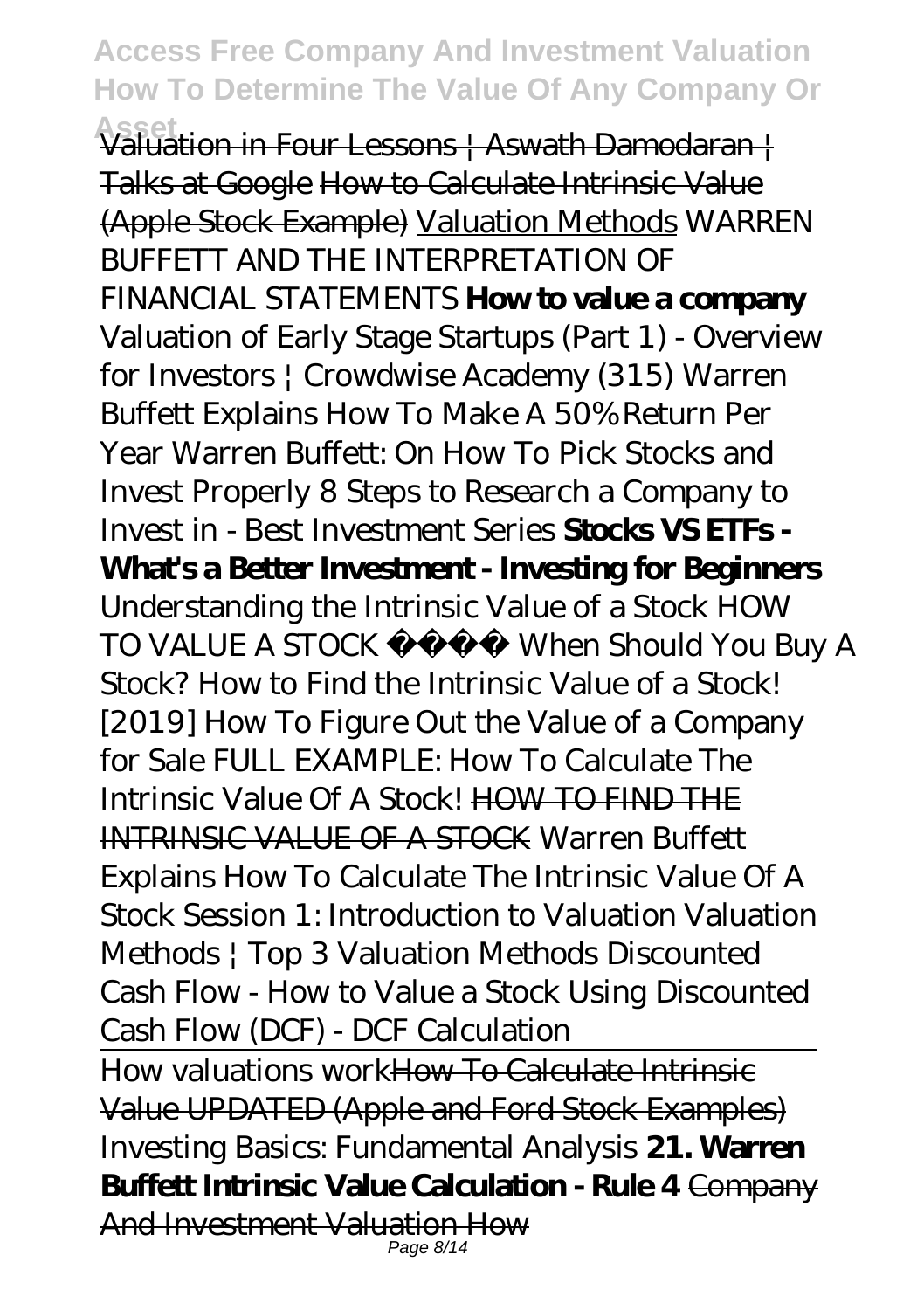~~Valuation in Four Lessons | Aswath Damodaran | Talks at Google~~ ~~How to Calculate Intrinsic Value (Apple Stock Example)~~ Valuation Methods *WARREN BUFFETT AND THE INTERPRETATION OF FINANCIAL STATEMENTS* **How to value a company** *Valuation of Early Stage Startups (Part 1) - Overview for Investors | Crowdwise Academy (315) Warren Buffett Explains How To Make A 50% Return Per Year Warren Buffett: On How To Pick Stocks and Invest Properly 8 Steps to Research a Company to Invest in - Best Investment Series* **Stocks VS ETFs - What's a Better Investment - Investing for Beginners** *Understanding the Intrinsic Value of a Stock HOW TO VALUE A STOCK  When Should You Buy A Stock? How to Find the Intrinsic Value of a Stock! [2019] How To Figure Out the Value of a Company for Sale FULL EXAMPLE: How To Calculate The Intrinsic Value Of A Stock!* ~~HOW TO FIND THE INTRINSIC VALUE OF A STOCK~~ *Warren Buffett Explains How To Calculate The Intrinsic Value Of A Stock Session 1: Introduction to Valuation Valuation Methods | Top 3 Valuation Methods Discounted Cash Flow - How to Value a Stock Using Discounted Cash Flow (DCF) - DCF Calculation*

How valuations work~~How To Calculate Intrinsic Value UPDATED (Apple and Ford Stock Examples)~~ *Investing Basics: Fundamental Analysis* **21. Warren Buffett Intrinsic Value Calculation - Rule 4** ~~Company And Investment Valuation How~~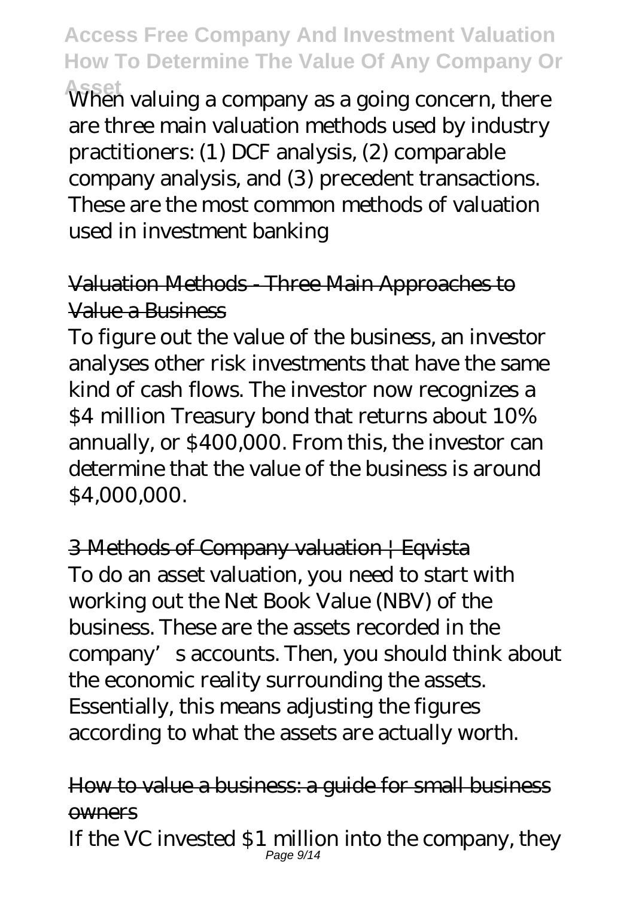When valuing a company as a going concern, there are three main valuation methods used by industry practitioners: (1) DCF analysis, (2) comparable company analysis, and (3) precedent transactions. These are the most common methods of valuation used in investment banking

Valuation Methods - Three Main Approaches to Value a Business

To figure out the value of the business, an investor analyses other risk investments that have the same kind of cash flows. The investor now recognizes a $4 million Treasury bond that returns about 10% annually, or $400,000. From this, the investor can determine that the value of the business is around $4,000,000.

3 Methods of Company valuation | Eqvista

To do an asset valuation, you need to start with working out the Net Book Value (NBV) of the business. These are the assets recorded in the company's accounts. Then, you should think about the economic reality surrounding the assets. Essentially, this means adjusting the figures according to what the assets are actually worth.

How to value a business: a guide for small business owners

If the VC invested $1 million into the company, they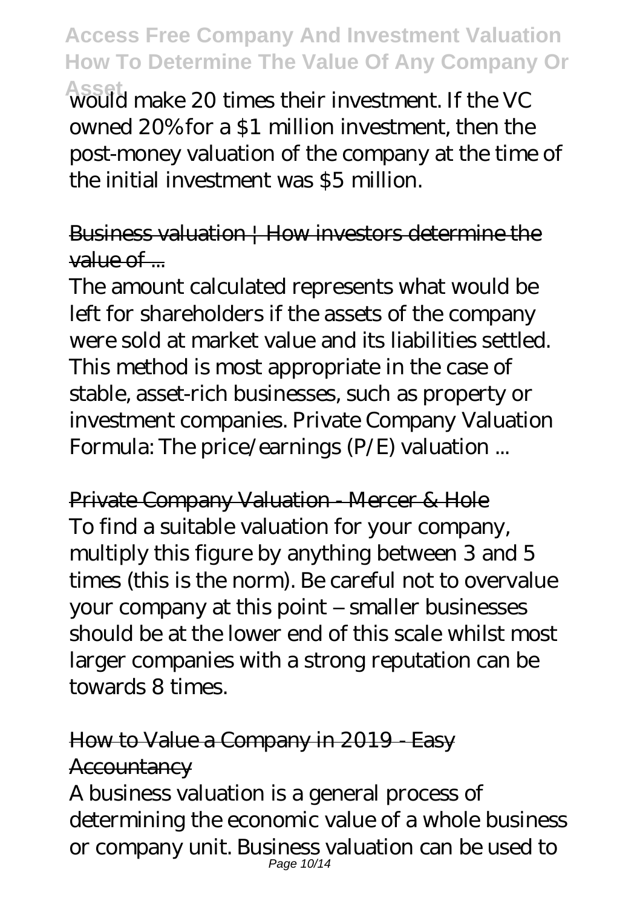would make 20 times their investment. If the VC owned 20% for a $1 million investment, then the post-money valuation of the company at the time of the initial investment was $5 million.

~~Business valuation | How investors determine the value of ...~~

The amount calculated represents what would be left for shareholders if the assets of the company were sold at market value and its liabilities settled. This method is most appropriate in the case of stable, asset-rich businesses, such as property or investment companies. Private Company Valuation Formula: The price/earnings (P/E) valuation ...

~~Private Company Valuation - Mercer & Hole~~

To find a suitable valuation for your company, multiply this figure by anything between 3 and 5 times (this is the norm). Be careful not to overvalue your company at this point – smaller businesses should be at the lower end of this scale whilst most larger companies with a strong reputation can be towards 8 times.

~~How to Value a Company in 2019 - Easy Accountancy~~

A business valuation is a general process of determining the economic value of a whole business or company unit. Business valuation can be used to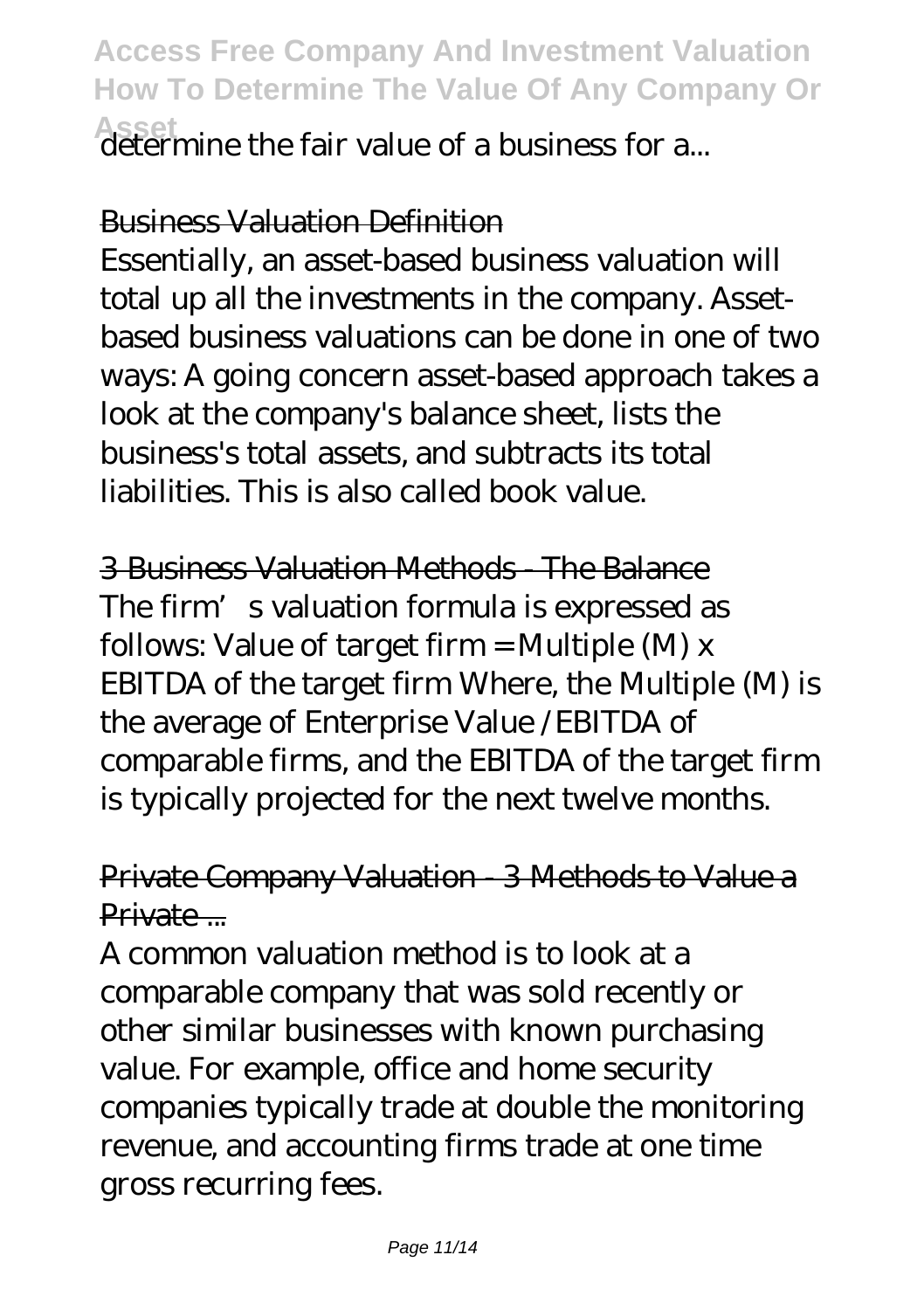determine the fair value of a business for a...

Business Valuation Definition

Essentially, an asset-based business valuation will total up all the investments in the company. Asset-based business valuations can be done in one of two ways: A going concern asset-based approach takes a look at the company's balance sheet, lists the business's total assets, and subtracts its total liabilities. This is also called book value.

3 Business Valuation Methods - The Balance

The firm's valuation formula is expressed as follows: Value of target firm = Multiple (M) x EBITDA of the target firm Where, the Multiple (M) is the average of Enterprise Value /EBITDA of comparable firms, and the EBITDA of the target firm is typically projected for the next twelve months.

Private Company Valuation - 3 Methods to Value a Private ...

A common valuation method is to look at a comparable company that was sold recently or other similar businesses with known purchasing value. For example, office and home security companies typically trade at double the monitoring revenue, and accounting firms trade at one time gross recurring fees.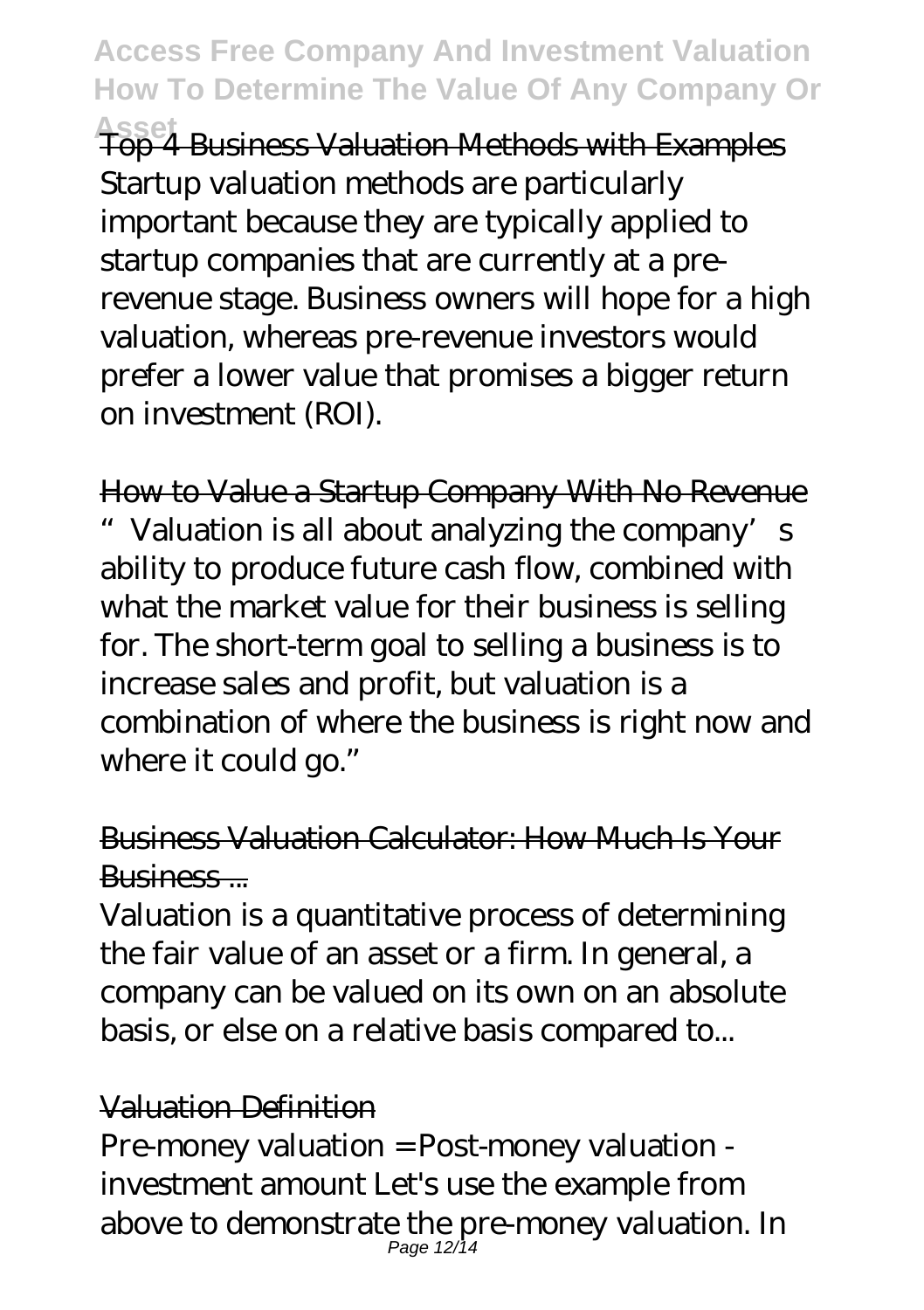Top 4 Business Valuation Methods with Examples

Startup valuation methods are particularly important because they are typically applied to startup companies that are currently at a pre-revenue stage. Business owners will hope for a high valuation, whereas pre-revenue investors would prefer a lower value that promises a bigger return on investment (ROI).

How to Value a Startup Company With No Revenue

"Valuation is all about analyzing the company's ability to produce future cash flow, combined with what the market value for their business is selling for. The short-term goal to selling a business is to increase sales and profit, but valuation is a combination of where the business is right now and where it could go."

Business Valuation Calculator: How Much Is Your Business ...

Valuation is a quantitative process of determining the fair value of an asset or a firm. In general, a company can be valued on its own on an absolute basis, or else on a relative basis compared to...

Valuation Definition

Pre-money valuation = Post-money valuation - investment amount Let's use the example from above to demonstrate the pre-money valuation. In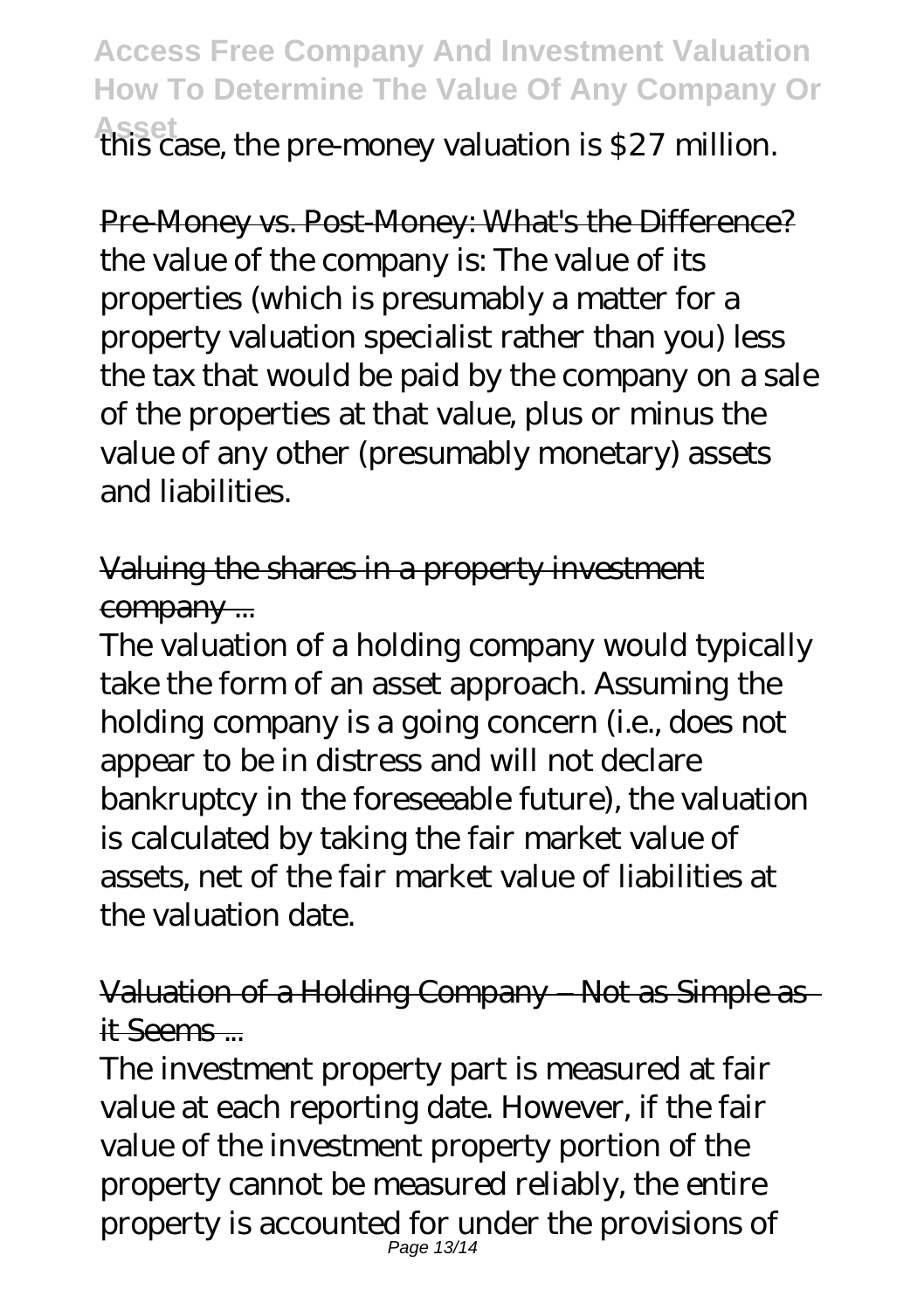this case, the pre-money valuation is $27 million.

Pre-Money vs. Post-Money: What's the Difference?
the value of the company is: The value of its properties (which is presumably a matter for a property valuation specialist rather than you) less the tax that would be paid by the company on a sale of the properties at that value, plus or minus the value of any other (presumably monetary) assets and liabilities.

Valuing the shares in a property investment company ...
The valuation of a holding company would typically take the form of an asset approach. Assuming the holding company is a going concern (i.e., does not appear to be in distress and will not declare bankruptcy in the foreseeable future), the valuation is calculated by taking the fair market value of assets, net of the fair market value of liabilities at the valuation date.

Valuation of a Holding Company – Not as Simple as it Seems ...
The investment property part is measured at fair value at each reporting date. However, if the fair value of the investment property portion of the property cannot be measured reliably, the entire property is accounted for under the provisions of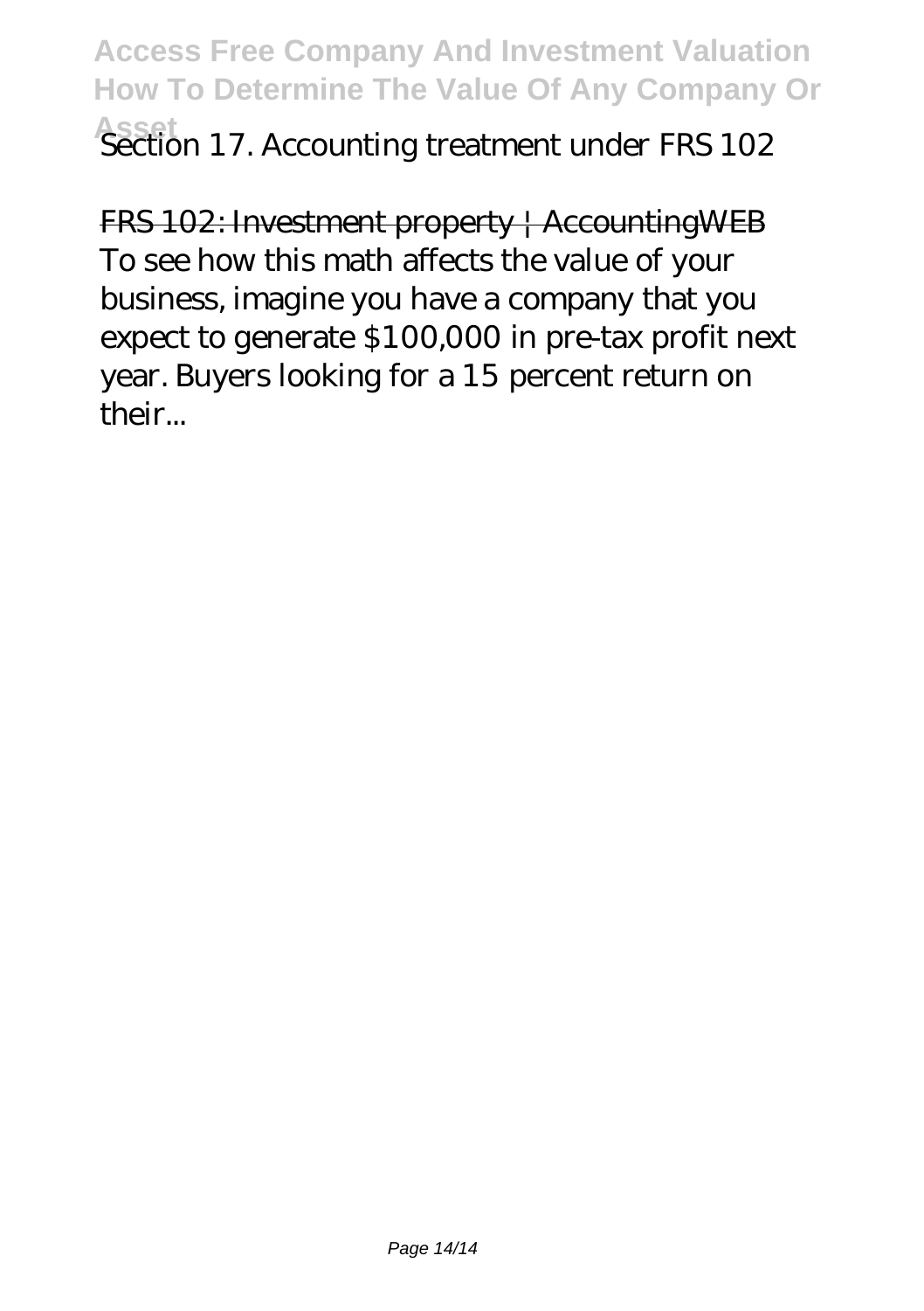Section 17. Accounting treatment under FRS 102

FRS 102: Investment property | AccountingWEB

To see how this math affects the value of your business, imagine you have a company that you expect to generate $100,000 in pre-tax profit next year. Buyers looking for a 15 percent return on their...